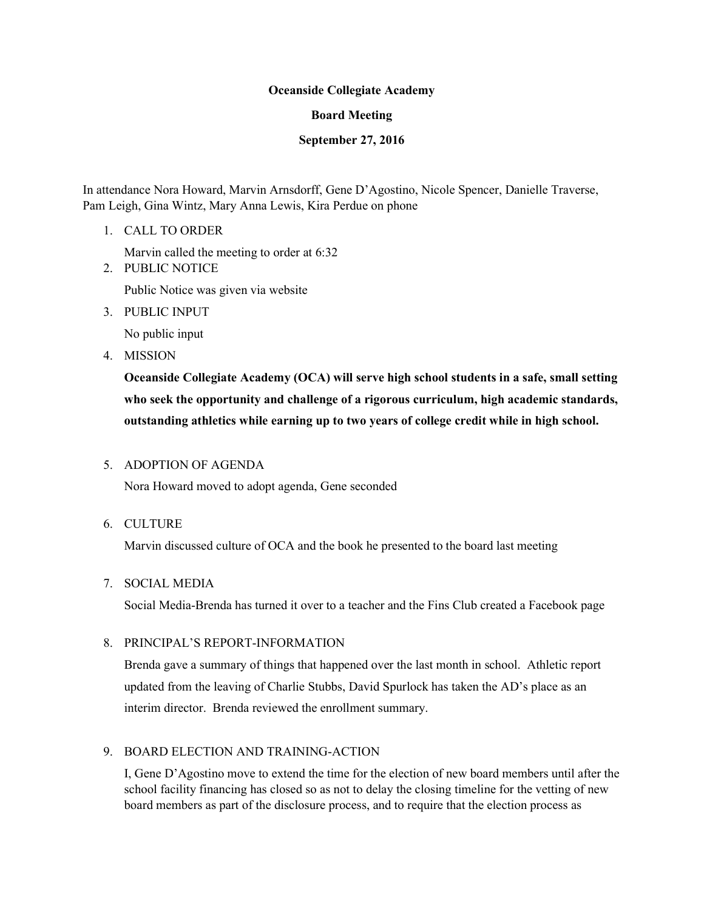# Oceanside Collegiate Academy

## Board Meeting

## September 27, 2016

In attendance Nora Howard, Marvin Arnsdorff, Gene D'Agostino, Nicole Spencer, Danielle Traverse, Pam Leigh, Gina Wintz, Mary Anna Lewis, Kira Perdue on phone

1. CALL TO ORDER

   Marvin called the meeting to order at 6:32

2. PUBLIC NOTICE

   Public Notice was given via website

3. PUBLIC INPUT

   No public input

4. MISSION

   **Oceanside Collegiate Academy (OCA) will serve high school students in a safe, small setting who seek the opportunity and challenge of a rigorous curriculum, high academic standards, outstanding athletics while earning up to two years of college credit while in high school.**

5. ADOPTION OF AGENDA

   Nora Howard moved to adopt agenda, Gene seconded

6. CULTURE

   Marvin discussed culture of OCA and the book he presented to the board last meeting

7. SOCIAL MEDIA

   Social Media-Brenda has turned it over to a teacher and the Fins Club created a Facebook page

8. PRINCIPAL'S REPORT-INFORMATION

   Brenda gave a summary of things that happened over the last month in school. Athletic report updated from the leaving of Charlie Stubbs, David Spurlock has taken the AD's place as an interim director. Brenda reviewed the enrollment summary.

9. BOARD ELECTION AND TRAINING-ACTION

   I, Gene D'Agostino move to extend the time for the election of new board members until after the school facility financing has closed so as not to delay the closing timeline for the vetting of new board members as part of the disclosure process, and to require that the election process as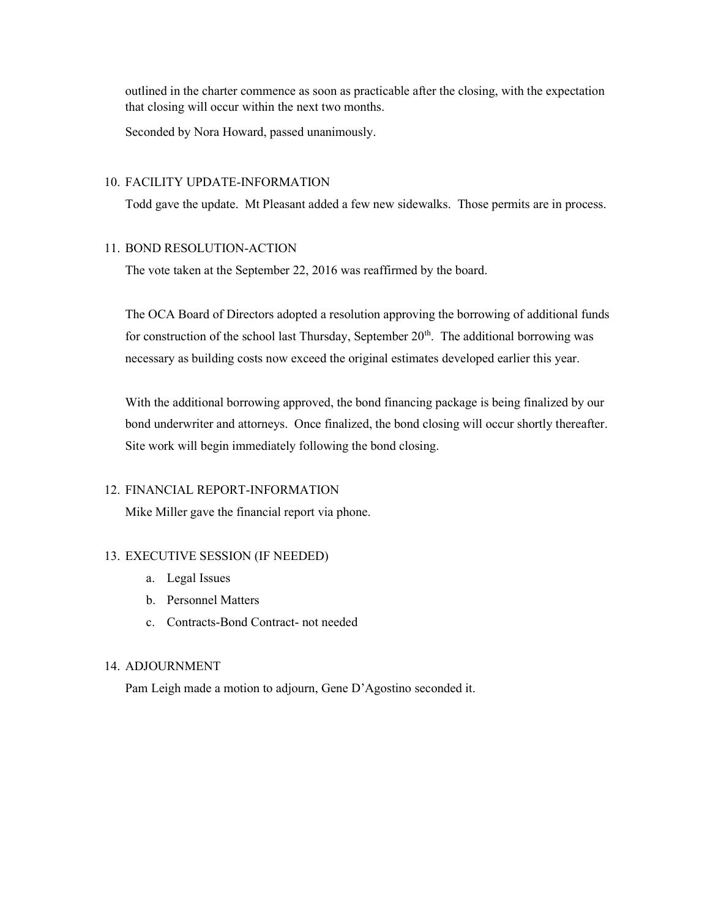outlined in the charter commence as soon as practicable after the closing, with the expectation that closing will occur within the next two months.

Seconded by Nora Howard, passed unanimously.

10. FACILITY UPDATE-INFORMATION

    Todd gave the update. Mt Pleasant added a few new sidewalks. Those permits are in process.

11. BOND RESOLUTION-ACTION

    The vote taken at the September 22, 2016 was reaffirmed by the board.

    The OCA Board of Directors adopted a resolution approving the borrowing of additional funds for construction of the school last Thursday, September 20th. The additional borrowing was necessary as building costs now exceed the original estimates developed earlier this year.

    With the additional borrowing approved, the bond financing package is being finalized by our bond underwriter and attorneys. Once finalized, the bond closing will occur shortly thereafter. Site work will begin immediately following the bond closing.

12. FINANCIAL REPORT-INFORMATION

    Mike Miller gave the financial report via phone.

13. EXECUTIVE SESSION (IF NEEDED)

    a. Legal Issues
    b. Personnel Matters
    c. Contracts-Bond Contract- not needed

14. ADJOURNMENT

    Pam Leigh made a motion to adjourn, Gene D'Agostino seconded it.